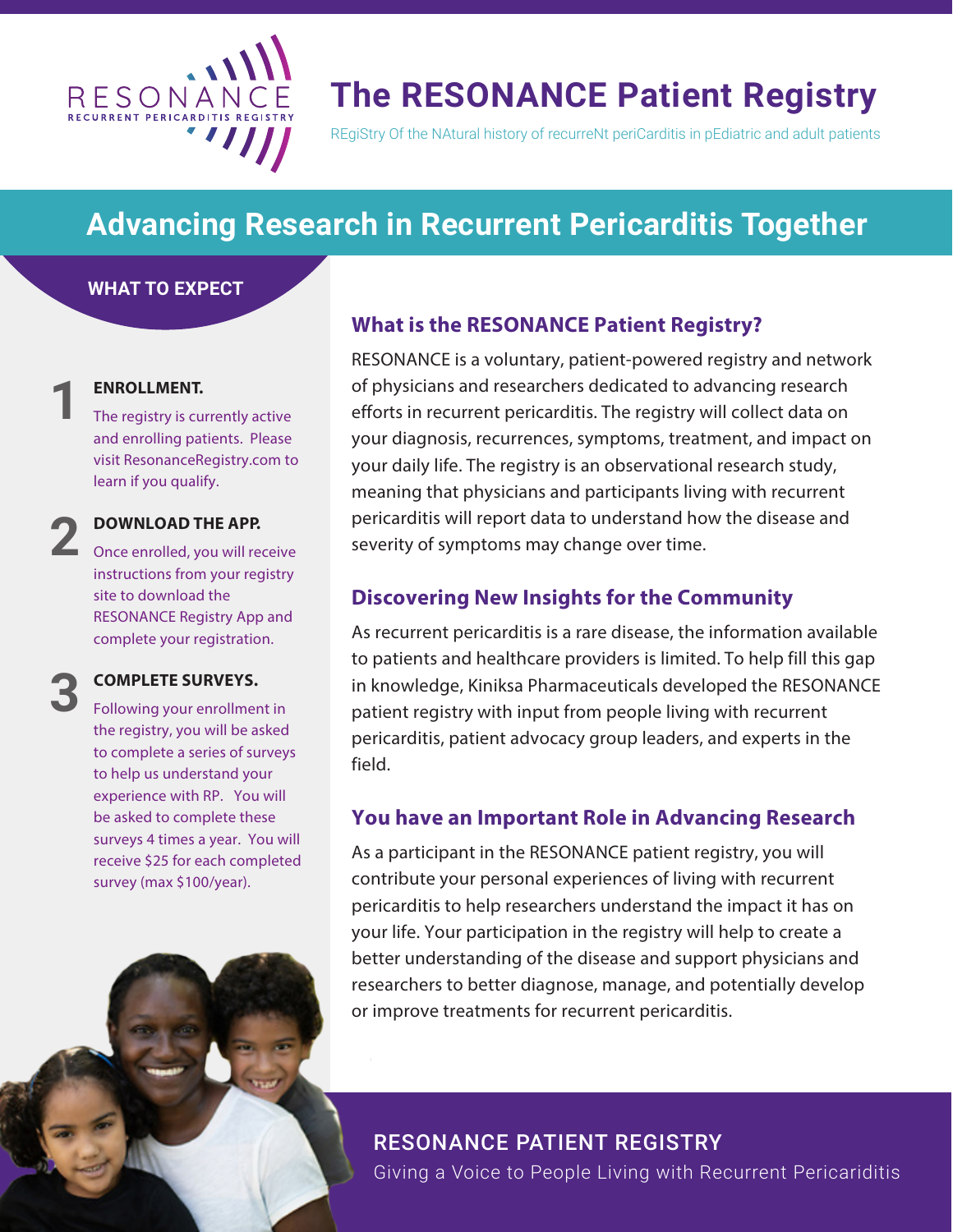RESONANCE
RECURRENT PERICARDITIS REGISTRY

# The RESONANCE Patient Registry

REgiStry Of the NAtural history of recurreNt periCarditis in pEdiatric and adult patients

## Advancing Research in Recurrent Pericarditis Together

### WHAT TO EXPECT

**1 ENROLLMENT.**

The registry is currently active and enrolling patients. Please visit ResonanceRegistry.com to learn if you qualify.

**2 DOWNLOAD THE APP.**

Once enrolled, you will receive instructions from your registry site to download the RESONANCE Registry App and complete your registration.

**3 COMPLETE SURVEYS.**

Following your enrollment in the registry, you will be asked to complete a series of surveys to help us understand your experience with RP. You will be asked to complete these surveys 4 times a year. You will receive $25 for each completed survey (max $100/year).

### What is the RESONANCE Patient Registry?

RESONANCE is a voluntary, patient-powered registry and network of physicians and researchers dedicated to advancing research efforts in recurrent pericarditis. The registry will collect data on your diagnosis, recurrences, symptoms, treatment, and impact on your daily life. The registry is an observational research study, meaning that physicians and participants living with recurrent pericarditis will report data to understand how the disease and severity of symptoms may change over time.

### Discovering New Insights for the Community

As recurrent pericarditis is a rare disease, the information available to patients and healthcare providers is limited. To help fill this gap in knowledge, Kiniksa Pharmaceuticals developed the RESONANCE patient registry with input from people living with recurrent pericarditis, patient advocacy group leaders, and experts in the field.

### You have an Important Role in Advancing Research

As a participant in the RESONANCE patient registry, you will contribute your personal experiences of living with recurrent pericarditis to help researchers understand the impact it has on your life. Your participation in the registry will help to create a better understanding of the disease and support physicians and researchers to better diagnose, manage, and potentially develop or improve treatments for recurrent pericarditis.

RESONANCE PATIENT REGISTRY

Giving a Voice to People Living with Recurrent Pericariditis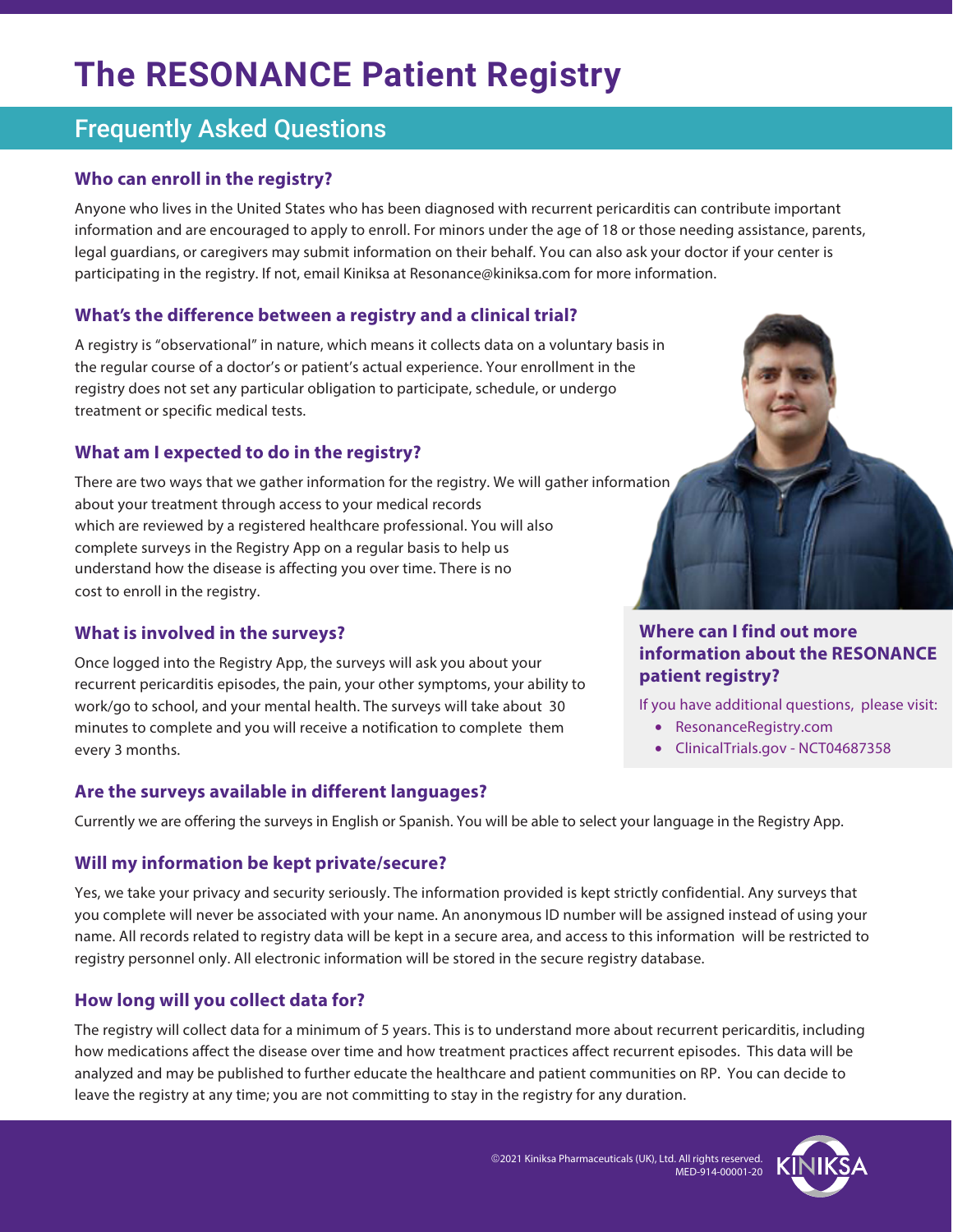# The RESONANCE Patient Registry

## Frequently Asked Questions

### Who can enroll in the registry?

Anyone who lives in the United States who has been diagnosed with recurrent pericarditis can contribute important information and are encouraged to apply to enroll. For minors under the age of 18 or those needing assistance, parents, legal guardians, or caregivers may submit information on their behalf. You can also ask your doctor if your center is participating in the registry. If not, email Kiniksa at Resonance@kiniksa.com for more information.

### What's the difference between a registry and a clinical trial?

A registry is "observational" in nature, which means it collects data on a voluntary basis in the regular course of a doctor's or patient's actual experience. Your enrollment in the registry does not set any particular obligation to participate, schedule, or undergo treatment or specific medical tests.

### What am I expected to do in the registry?

There are two ways that we gather information for the registry. We will gather information about your treatment through access to your medical records which are reviewed by a registered healthcare professional. You will also complete surveys in the Registry App on a regular basis to help us understand how the disease is affecting you over time. There is no cost to enroll in the registry.

### What is involved in the surveys?

Once logged into the Registry App, the surveys will ask you about your recurrent pericarditis episodes, the pain, your other symptoms, your ability to work/go to school, and your mental health. The surveys will take about 30 minutes to complete and you will receive a notification to complete them every 3 months.

### Where can I find out more information about the RESONANCE patient registry?

If you have additional questions, please visit:

- ResonanceRegistry.com
- ClinicalTrials.gov - NCT04687358

### Are the surveys available in different languages?

Currently we are offering the surveys in English or Spanish. You will be able to select your language in the Registry App.

### Will my information be kept private/secure?

Yes, we take your privacy and security seriously. The information provided is kept strictly confidential. Any surveys that you complete will never be associated with your name. An anonymous ID number will be assigned instead of using your name. All records related to registry data will be kept in a secure area, and access to this information will be restricted to registry personnel only. All electronic information will be stored in the secure registry database.

### How long will you collect data for?

The registry will collect data for a minimum of 5 years. This is to understand more about recurrent pericarditis, including how medications affect the disease over time and how treatment practices affect recurrent episodes. This data will be analyzed and may be published to further educate the healthcare and patient communities on RP. You can decide to leave the registry at any time; you are not committing to stay in the registry for any duration.

©2021 Kiniksa Pharmaceuticals (UK), Ltd. All rights reserved.
MED-914-00001-20

KINIKSA